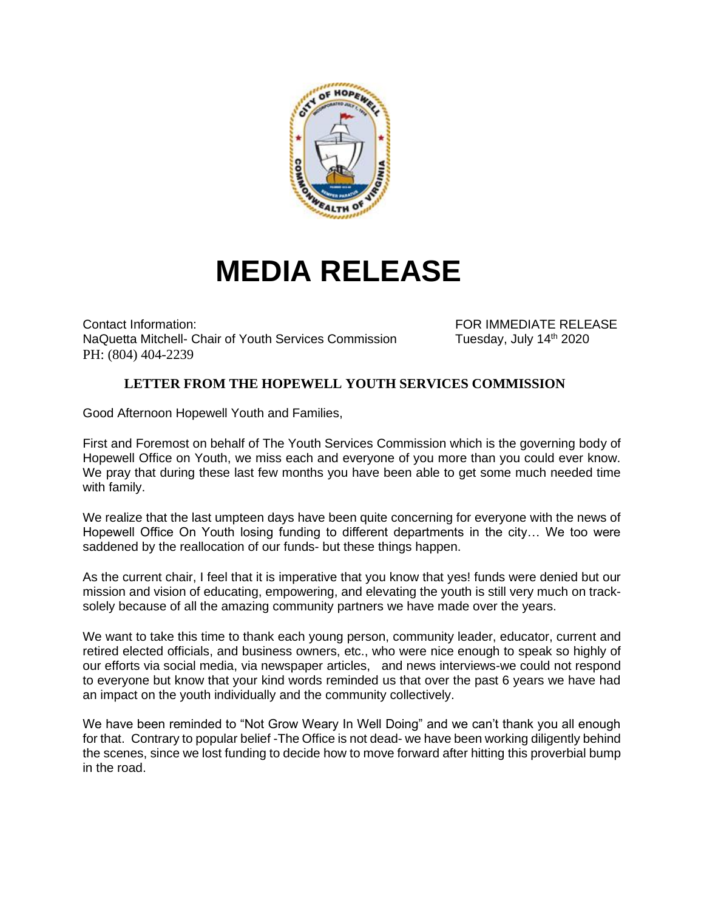# MEDIA RELEASE

Contact Information:
NaQuetta Mitchell- Chair of Youth Services Commission
PH: (804) 404-2239

FOR IMMEDIATE RELEASE
Tuesday, July 14th 2020

**LETTER FROM THE HOPEWELL YOUTH SERVICES COMMISSION**

Good Afternoon Hopewell Youth and Families,

First and Foremost on behalf of The Youth Services Commission which is the governing body of Hopewell Office on Youth, we miss each and everyone of you more than you could ever know. We pray that during these last few months you have been able to get some much needed time with family.

We realize that the last umpteen days have been quite concerning for everyone with the news of Hopewell Office On Youth losing funding to different departments in the city… We too were saddened by the reallocation of our funds- but these things happen.

As the current chair, I feel that it is imperative that you know that yes! funds were denied but our mission and vision of educating, empowering, and elevating the youth is still very much on track- solely because of all the amazing community partners we have made over the years.

We want to take this time to thank each young person, community leader, educator, current and retired elected officials, and business owners, etc., who were nice enough to speak so highly of our efforts via social media, via newspaper articles, and news interviews-we could not respond to everyone but know that your kind words reminded us that over the past 6 years we have had an impact on the youth individually and the community collectively.

We have been reminded to "Not Grow Weary In Well Doing" and we can't thank you all enough for that. Contrary to popular belief -The Office is not dead- we have been working diligently behind the scenes, since we lost funding to decide how to move forward after hitting this proverbial bump in the road.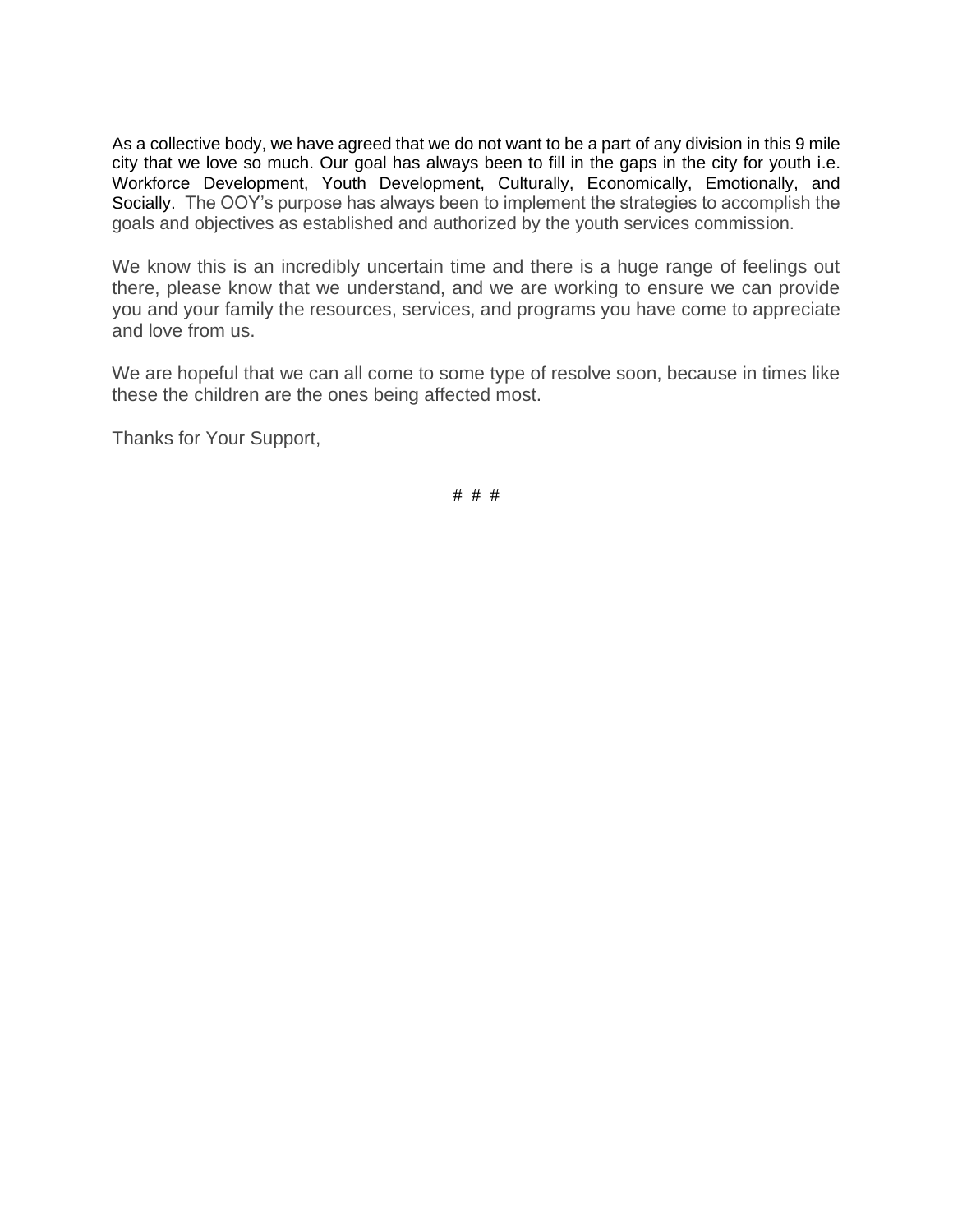As a collective body, we have agreed that we do not want to be a part of any division in this 9 mile city that we love so much. Our goal has always been to fill in the gaps in the city for youth i.e. Workforce Development, Youth Development, Culturally, Economically, Emotionally, and Socially. The OOY's purpose has always been to implement the strategies to accomplish the goals and objectives as established and authorized by the youth services commission.

We know this is an incredibly uncertain time and there is a huge range of feelings out there, please know that we understand, and we are working to ensure we can provide you and your family the resources, services, and programs you have come to appreciate and love from us.

We are hopeful that we can all come to some type of resolve soon, because in times like these the children are the ones being affected most.

Thanks for Your Support,

# # #